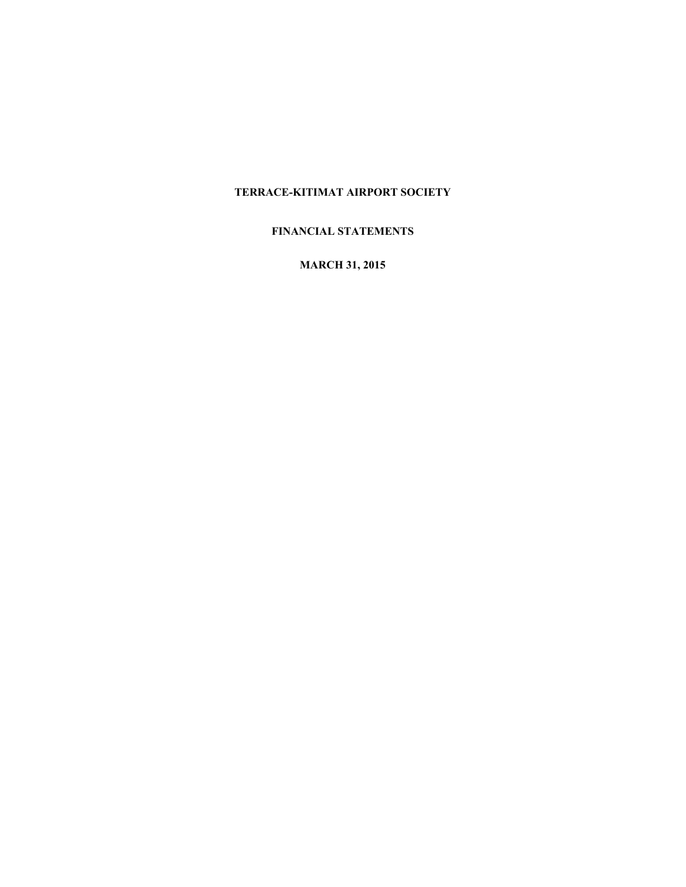# TERRACE-KITIMAT AIRPORT SOCIETY

## FINANCIAL STATEMENTS

## MARCH 31, 2015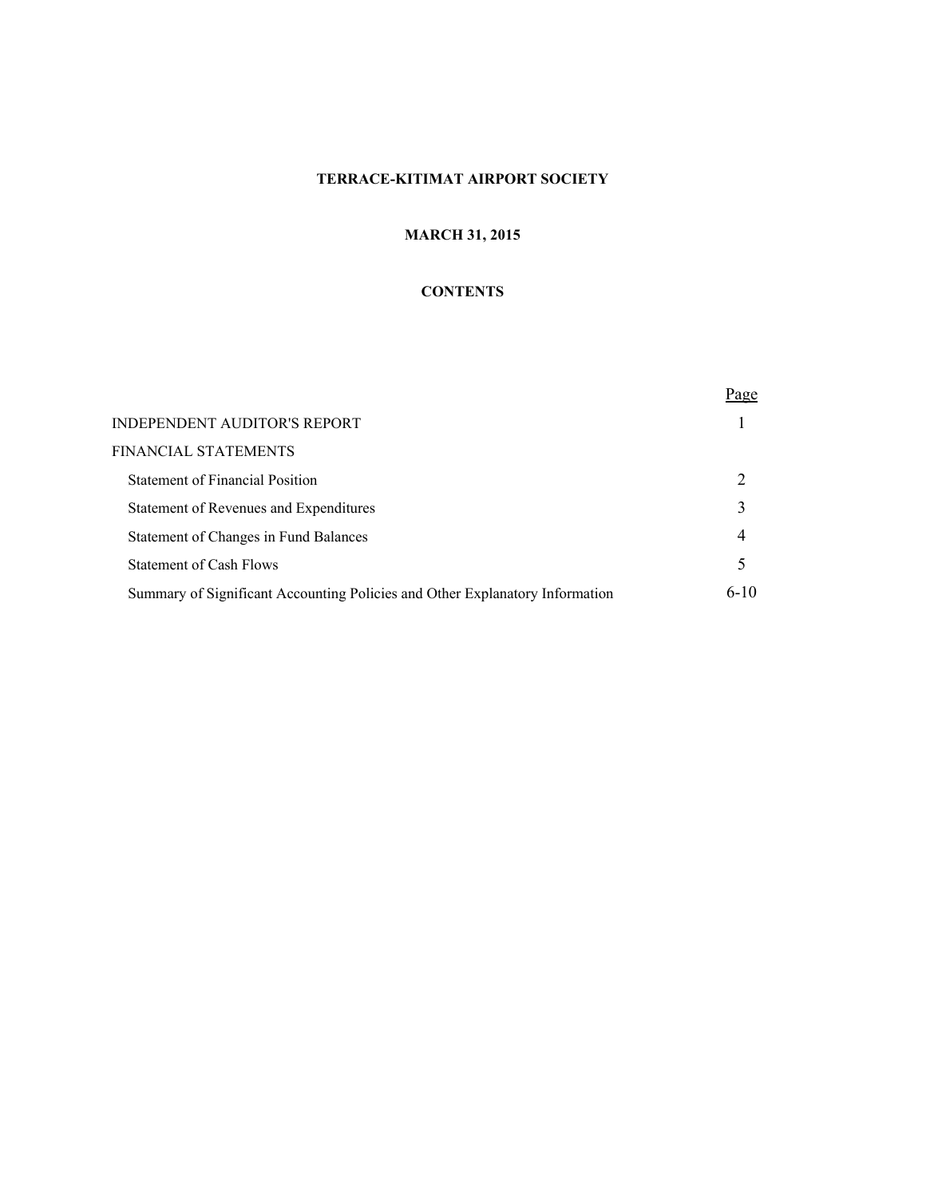**TERRACE-KITIMAT AIRPORT SOCIETY**

**MARCH 31, 2015**

**CONTENTS**

| | Page |
|---|---|
| INDEPENDENT AUDITOR'S REPORT | 1 |
| FINANCIAL STATEMENTS | |
| Statement of Financial Position | 2 |
| Statement of Revenues and Expenditures | 3 |
| Statement of Changes in Fund Balances | 4 |
| Statement of Cash Flows | 5 |
| Summary of Significant Accounting Policies and Other Explanatory Information | 6-10 |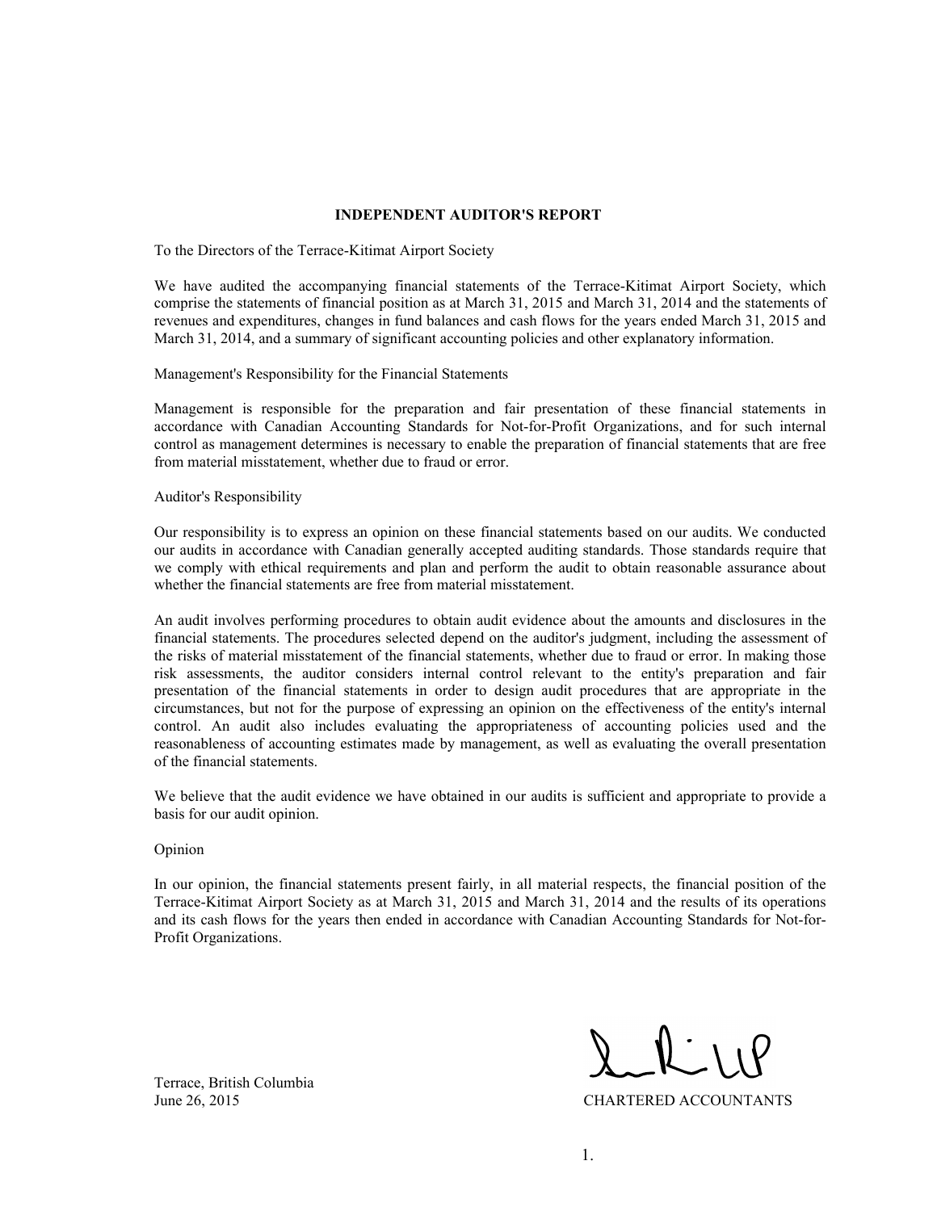## INDEPENDENT AUDITOR'S REPORT

To the Directors of the Terrace-Kitimat Airport Society

We have audited the accompanying financial statements of the Terrace-Kitimat Airport Society, which comprise the statements of financial position as at March 31, 2015 and March 31, 2014 and the statements of revenues and expenditures, changes in fund balances and cash flows for the years ended March 31, 2015 and March 31, 2014, and a summary of significant accounting policies and other explanatory information.

Management's Responsibility for the Financial Statements

Management is responsible for the preparation and fair presentation of these financial statements in accordance with Canadian Accounting Standards for Not-for-Profit Organizations, and for such internal control as management determines is necessary to enable the preparation of financial statements that are free from material misstatement, whether due to fraud or error.

Auditor's Responsibility

Our responsibility is to express an opinion on these financial statements based on our audits. We conducted our audits in accordance with Canadian generally accepted auditing standards. Those standards require that we comply with ethical requirements and plan and perform the audit to obtain reasonable assurance about whether the financial statements are free from material misstatement.

An audit involves performing procedures to obtain audit evidence about the amounts and disclosures in the financial statements. The procedures selected depend on the auditor's judgment, including the assessment of the risks of material misstatement of the financial statements, whether due to fraud or error. In making those risk assessments, the auditor considers internal control relevant to the entity's preparation and fair presentation of the financial statements in order to design audit procedures that are appropriate in the circumstances, but not for the purpose of expressing an opinion on the effectiveness of the entity's internal control. An audit also includes evaluating the appropriateness of accounting policies used and the reasonableness of accounting estimates made by management, as well as evaluating the overall presentation of the financial statements.

We believe that the audit evidence we have obtained in our audits is sufficient and appropriate to provide a basis for our audit opinion.

Opinion

In our opinion, the financial statements present fairly, in all material respects, the financial position of the Terrace-Kitimat Airport Society as at March 31, 2015 and March 31, 2014 and the results of its operations and its cash flows for the years then ended in accordance with Canadian Accounting Standards for Not-for-Profit Organizations.

Terrace, British Columbia
June 26, 2015

CHARTERED ACCOUNTANTS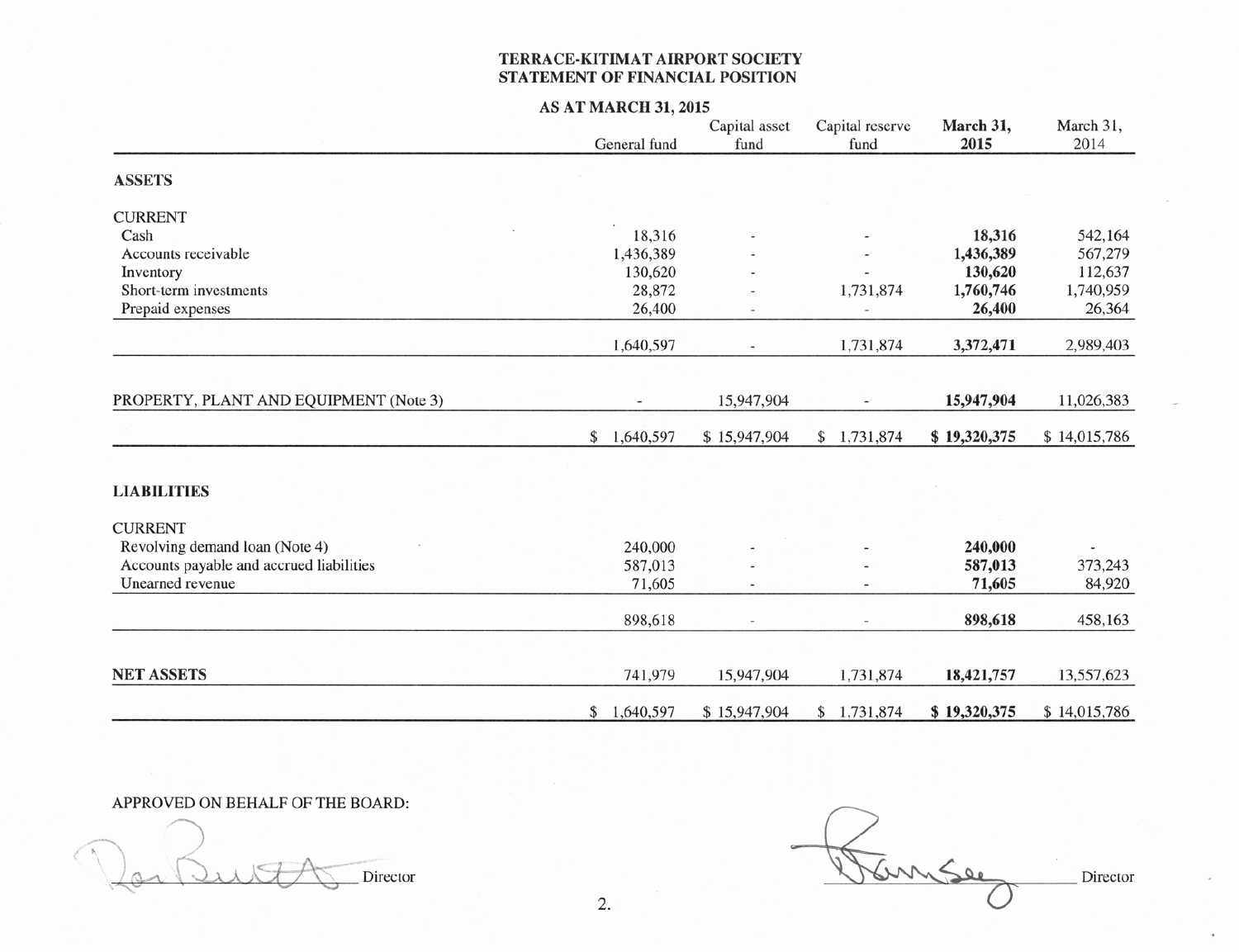# TERRACE-KITIMAT AIRPORT SOCIETY
## STATEMENT OF FINANCIAL POSITION

### AS AT MARCH 31, 2015

| | General fund | Capital asset fund | Capital reserve fund | March 31, 2015 | March 31, 2014 |
|---|---|---|---|---|---|
| **ASSETS** | | | | | |
| CURRENT | | | | | |
| Cash | 18,316 | - | - | **18,316** | 542,164 |
| Accounts receivable | 1,436,389 | - | - | **1,436,389** | 567,279 |
| Inventory | 130,620 | - | - | **130,620** | 112,637 |
| Short-term investments | 28,872 | - | 1,731,874 | **1,760,746** | 1,740,959 |
| Prepaid expenses | 26,400 | - | - | **26,400** | 26,364 |
| | 1,640,597 | - | 1,731,874 | **3,372,471** | 2,989,403 |
| PROPERTY, PLANT AND EQUIPMENT (Note 3) | - | 15,947,904 | - | **15,947,904** | 11,026,383 |
| | $ 1,640,597 | $ 15,947,904 | $ 1,731,874 | **$ 19,320,375** | $ 14,015,786 |
| **LIABILITIES** | | | | | |
| CURRENT | | | | | |
| Revolving demand loan (Note 4) | 240,000 | - | - | **240,000** | - |
| Accounts payable and accrued liabilities | 587,013 | - | - | **587,013** | 373,243 |
| Unearned revenue | 71,605 | - | - | **71,605** | 84,920 |
| | 898,618 | - | - | **898,618** | 458,163 |
| **NET ASSETS** | 741,979 | 15,947,904 | 1,731,874 | **18,421,757** | 13,557,623 |
| | $ 1,640,597 | $ 15,947,904 | $ 1,731,874 | **$ 19,320,375** | $ 14,015,786 |

APPROVED ON BEHALF OF THE BOARD:

_________________ Director

_________________ Director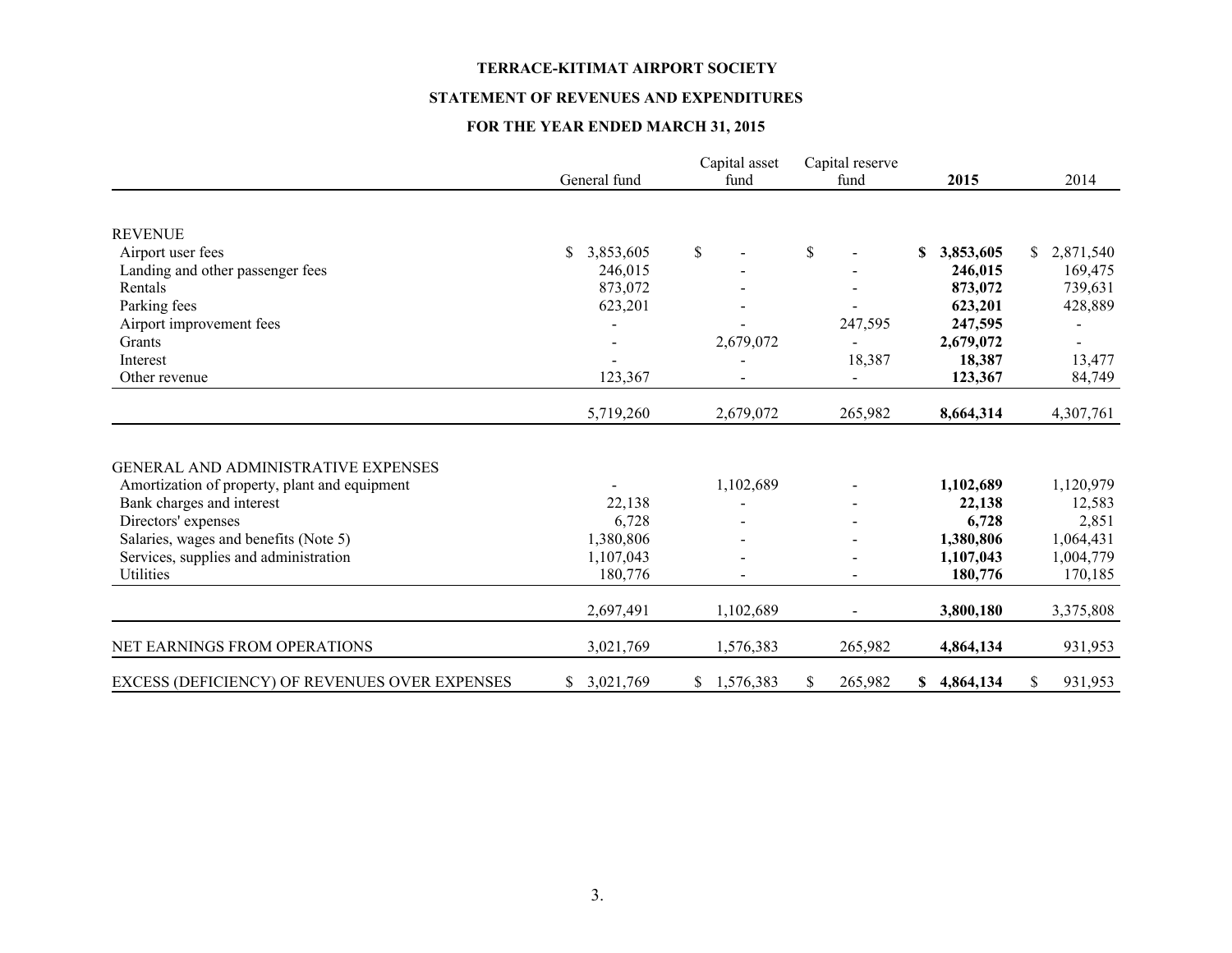**TERRACE-KITIMAT AIRPORT SOCIETY**

**STATEMENT OF REVENUES AND EXPENDITURES**

**FOR THE YEAR ENDED MARCH 31, 2015**

| | General fund | Capital asset fund | Capital reserve fund | **2015** | 2014 |
|---|---|---|---|---|---|
| REVENUE | | | | | |
| Airport user fees | $ 3,853,605 | $ - | $ - | **$ 3,853,605** | $ 2,871,540 |
| Landing and other passenger fees | 246,015 | - | - | **246,015** | 169,475 |
| Rentals | 873,072 | - | - | **873,072** | 739,631 |
| Parking fees | 623,201 | - | - | **623,201** | 428,889 |
| Airport improvement fees | - | - | 247,595 | **247,595** | - |
| Grants | - | 2,679,072 | - | **2,679,072** | - |
| Interest | - | - | 18,387 | **18,387** | 13,477 |
| Other revenue | 123,367 | - | - | **123,367** | 84,749 |
| | 5,719,260 | 2,679,072 | 265,982 | **8,664,314** | 4,307,761 |
| GENERAL AND ADMINISTRATIVE EXPENSES | | | | | |
| Amortization of property, plant and equipment | - | 1,102,689 | - | **1,102,689** | 1,120,979 |
| Bank charges and interest | 22,138 | - | - | **22,138** | 12,583 |
| Directors' expenses | 6,728 | - | - | **6,728** | 2,851 |
| Salaries, wages and benefits (Note 5) | 1,380,806 | - | - | **1,380,806** | 1,064,431 |
| Services, supplies and administration | 1,107,043 | - | - | **1,107,043** | 1,004,779 |
| Utilities | 180,776 | - | - | **180,776** | 170,185 |
| | 2,697,491 | 1,102,689 | - | **3,800,180** | 3,375,808 |
| NET EARNINGS FROM OPERATIONS | 3,021,769 | 1,576,383 | 265,982 | **4,864,134** | 931,953 |
| EXCESS (DEFICIENCY) OF REVENUES OVER EXPENSES | $ 3,021,769 | $ 1,576,383 | $ 265,982 | **$ 4,864,134** | $ 931,953 |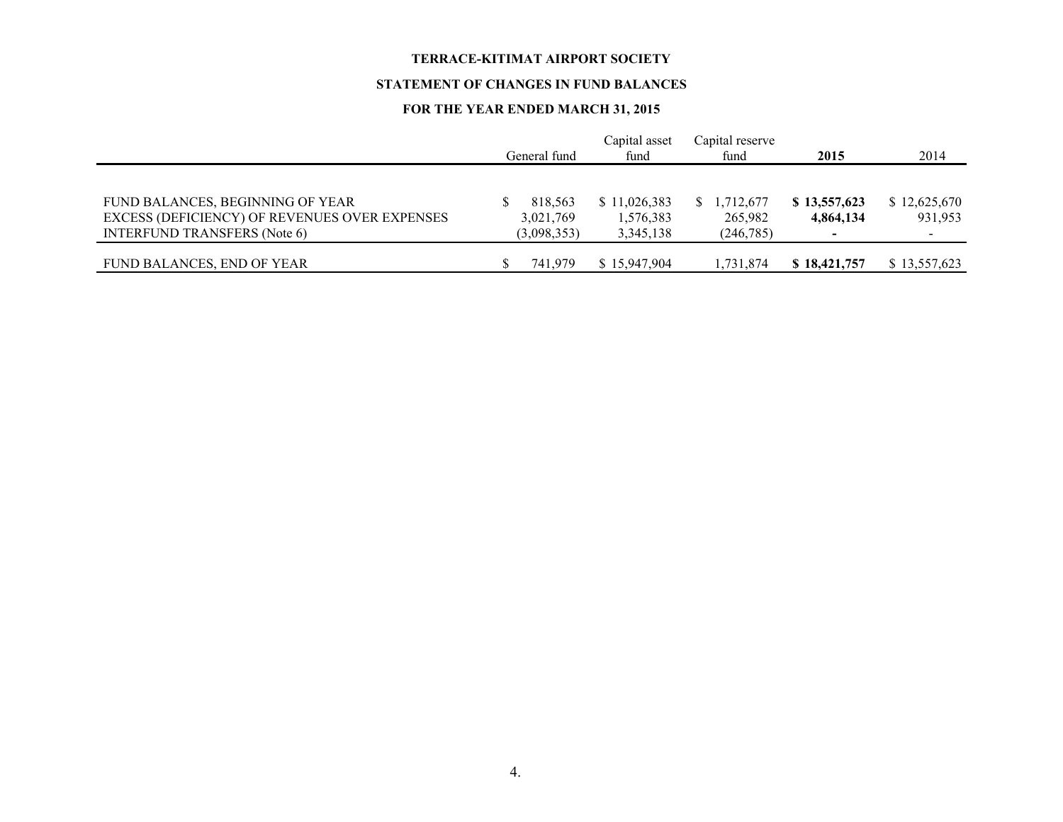**TERRACE-KITIMAT AIRPORT SOCIETY**

**STATEMENT OF CHANGES IN FUND BALANCES**

**FOR THE YEAR ENDED MARCH 31, 2015**

| | General fund | Capital asset fund | Capital reserve fund | **2015** | 2014 |
|---|---|---|---|---|---|
| FUND BALANCES, BEGINNING OF YEAR | $ 818,563 | $ 11,026,383 | $ 1,712,677 | **$ 13,557,623** | $ 12,625,670 |
| EXCESS (DEFICIENCY) OF REVENUES OVER EXPENSES | 3,021,769 | 1,576,383 | 265,982 | **4,864,134** | 931,953 |
| INTERFUND TRANSFERS (Note 6) | (3,098,353) | 3,345,138 | (246,785) | **-** | - |
| FUND BALANCES, END OF YEAR | $ 741,979 | $ 15,947,904 | 1,731,874 | **$ 18,421,757** | $ 13,557,623 |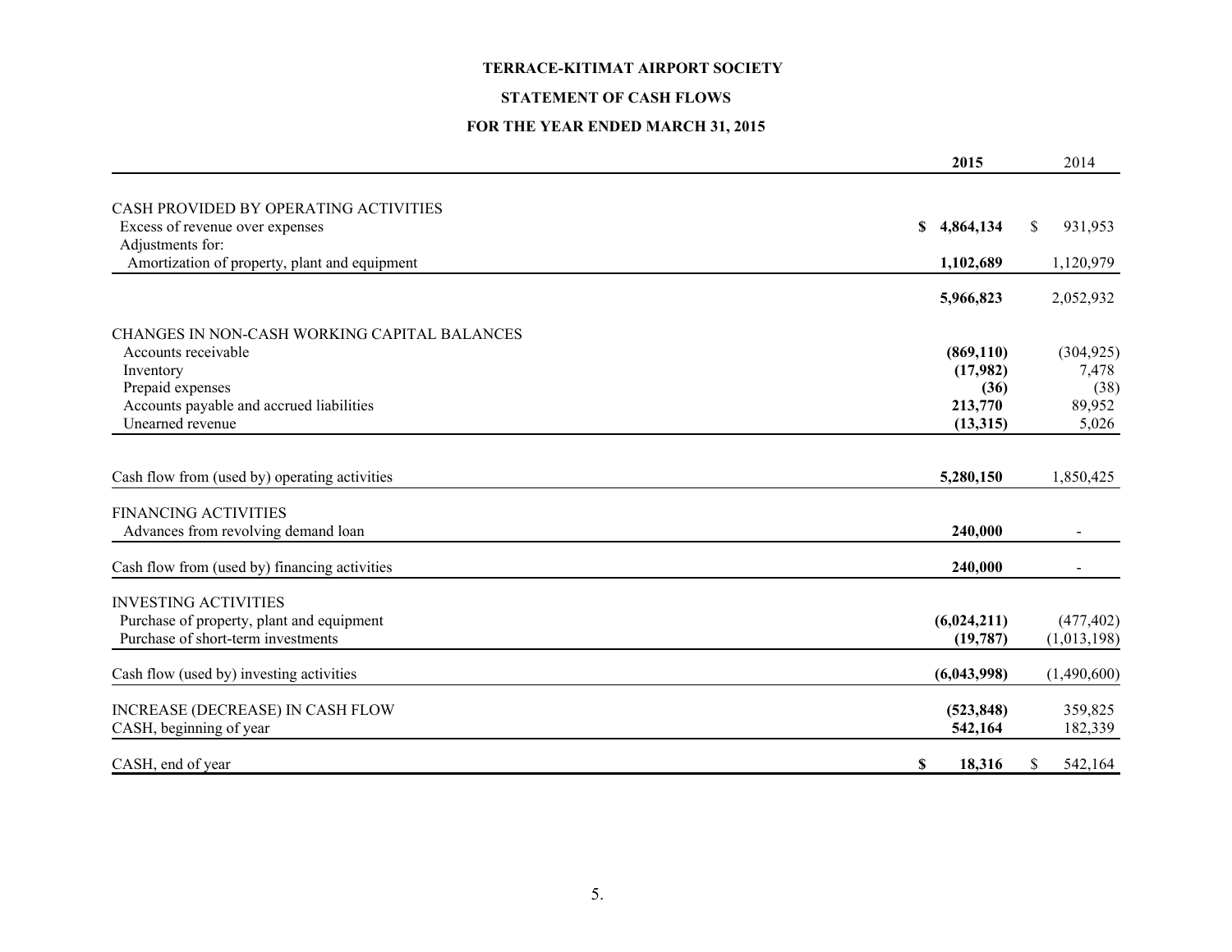**TERRACE-KITIMAT AIRPORT SOCIETY**

**STATEMENT OF CASH FLOWS**

**FOR THE YEAR ENDED MARCH 31, 2015**

| | **2015** | 2014 |
|---|---|---|
| CASH PROVIDED BY OPERATING ACTIVITIES | | |
| Excess of revenue over expenses | **$ 4,864,134** | $ 931,953 |
| Adjustments for: | | |
| Amortization of property, plant and equipment | **1,102,689** | 1,120,979 |
| | **5,966,823** | 2,052,932 |
| CHANGES IN NON-CASH WORKING CAPITAL BALANCES | | |
| Accounts receivable | **(869,110)** | (304,925) |
| Inventory | **(17,982)** | 7,478 |
| Prepaid expenses | **(36)** | (38) |
| Accounts payable and accrued liabilities | **213,770** | 89,952 |
| Unearned revenue | **(13,315)** | 5,026 |
| Cash flow from (used by) operating activities | **5,280,150** | 1,850,425 |
| FINANCING ACTIVITIES | | |
| Advances from revolving demand loan | **240,000** | - |
| Cash flow from (used by) financing activities | **240,000** | - |
| INVESTING ACTIVITIES | | |
| Purchase of property, plant and equipment | **(6,024,211)** | (477,402) |
| Purchase of short-term investments | **(19,787)** | (1,013,198) |
| Cash flow (used by) investing activities | **(6,043,998)** | (1,490,600) |
| INCREASE (DECREASE) IN CASH FLOW | **(523,848)** | 359,825 |
| CASH, beginning of year | **542,164** | 182,339 |
| CASH, end of year | **$ 18,316** | $ 542,164 |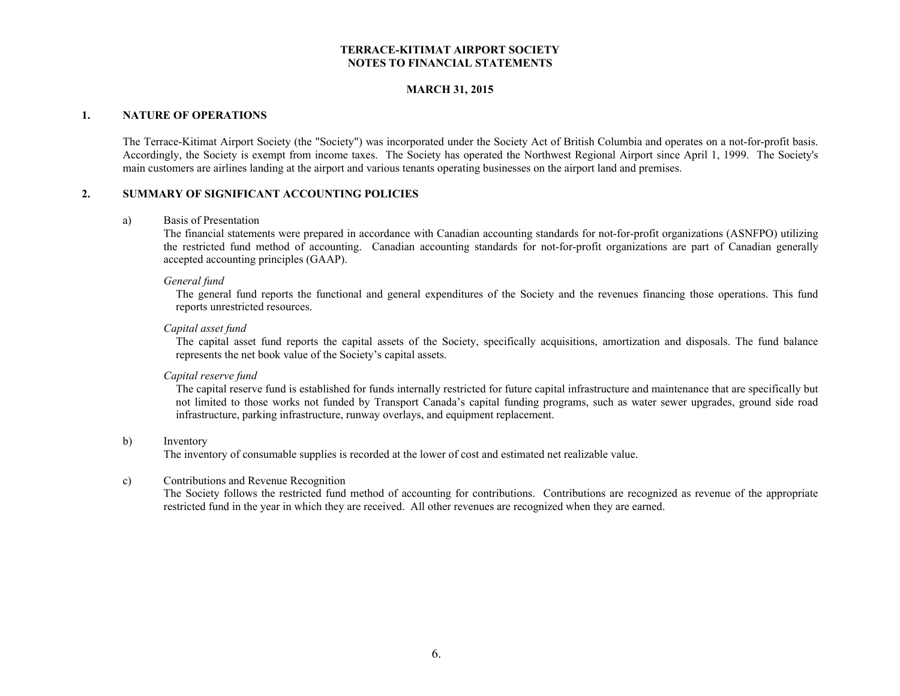# TERRACE-KITIMAT AIRPORT SOCIETY
# NOTES TO FINANCIAL STATEMENTS

**MARCH 31, 2015**

## 1. NATURE OF OPERATIONS

The Terrace-Kitimat Airport Society (the "Society") was incorporated under the Society Act of British Columbia and operates on a not-for-profit basis. Accordingly, the Society is exempt from income taxes. The Society has operated the Northwest Regional Airport since April 1, 1999. The Society's main customers are airlines landing at the airport and various tenants operating businesses on the airport land and premises.

## 2. SUMMARY OF SIGNIFICANT ACCOUNTING POLICIES

a) Basis of Presentation

The financial statements were prepared in accordance with Canadian accounting standards for not-for-profit organizations (ASNFPO) utilizing the restricted fund method of accounting. Canadian accounting standards for not-for-profit organizations are part of Canadian generally accepted accounting principles (GAAP).

*General fund*

The general fund reports the functional and general expenditures of the Society and the revenues financing those operations. This fund reports unrestricted resources.

*Capital asset fund*

The capital asset fund reports the capital assets of the Society, specifically acquisitions, amortization and disposals. The fund balance represents the net book value of the Society's capital assets.

*Capital reserve fund*

The capital reserve fund is established for funds internally restricted for future capital infrastructure and maintenance that are specifically but not limited to those works not funded by Transport Canada's capital funding programs, such as water sewer upgrades, ground side road infrastructure, parking infrastructure, runway overlays, and equipment replacement.

b) Inventory

The inventory of consumable supplies is recorded at the lower of cost and estimated net realizable value.

c) Contributions and Revenue Recognition

The Society follows the restricted fund method of accounting for contributions. Contributions are recognized as revenue of the appropriate restricted fund in the year in which they are received. All other revenues are recognized when they are earned.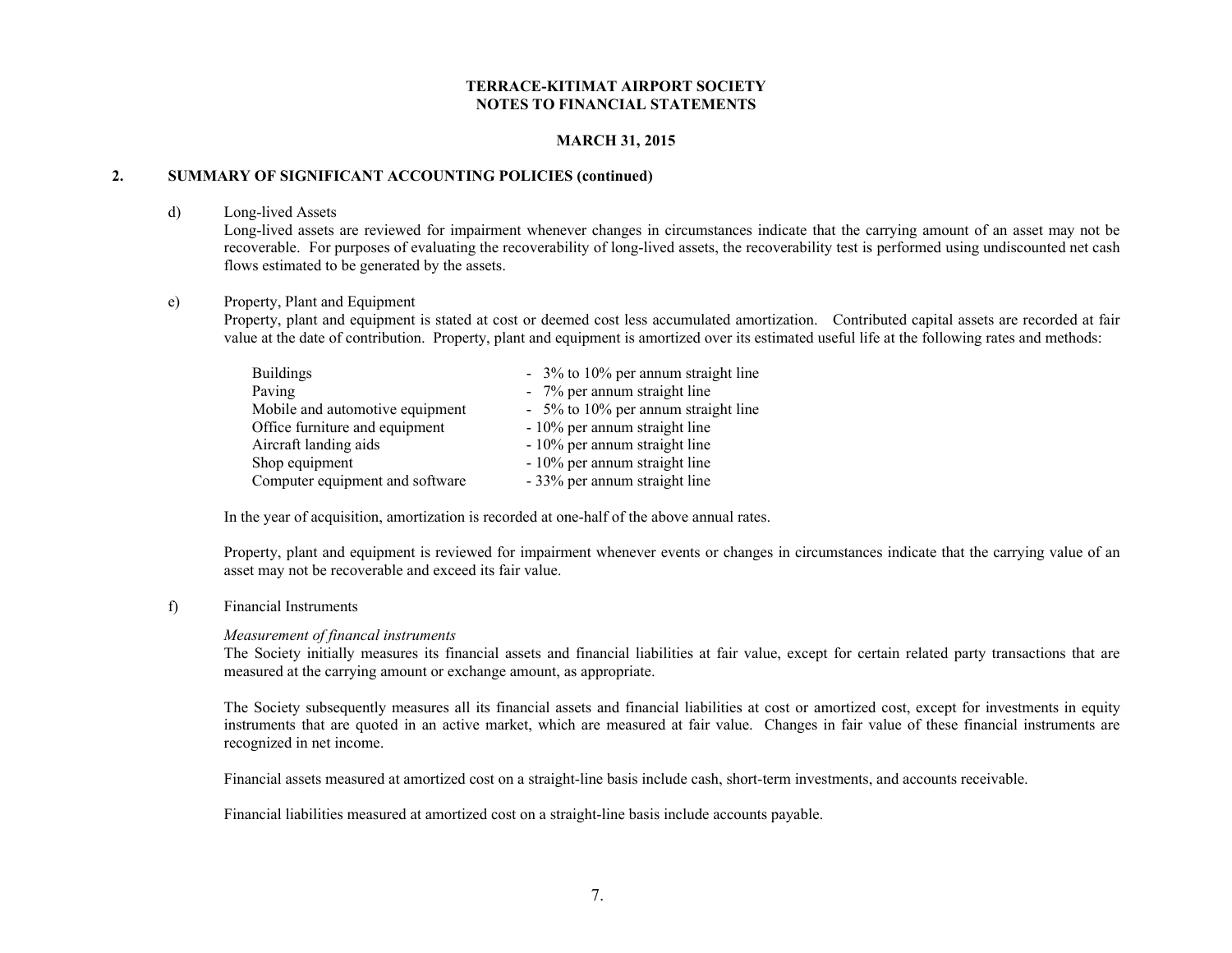**TERRACE-KITIMAT AIRPORT SOCIETY**
**NOTES TO FINANCIAL STATEMENTS**

**MARCH 31, 2015**

## 2. SUMMARY OF SIGNIFICANT ACCOUNTING POLICIES (continued)

d) Long-lived Assets

Long-lived assets are reviewed for impairment whenever changes in circumstances indicate that the carrying amount of an asset may not be recoverable. For purposes of evaluating the recoverability of long-lived assets, the recoverability test is performed using undiscounted net cash flows estimated to be generated by the assets.

e) Property, Plant and Equipment

Property, plant and equipment is stated at cost or deemed cost less accumulated amortization. Contributed capital assets are recorded at fair value at the date of contribution. Property, plant and equipment is amortized over its estimated useful life at the following rates and methods:

| | |
|---|---|
| Buildings | - 3% to 10% per annum straight line |
| Paving | - 7% per annum straight line |
| Mobile and automotive equipment | - 5% to 10% per annum straight line |
| Office furniture and equipment | - 10% per annum straight line |
| Aircraft landing aids | - 10% per annum straight line |
| Shop equipment | - 10% per annum straight line |
| Computer equipment and software | - 33% per annum straight line |

In the year of acquisition, amortization is recorded at one-half of the above annual rates.

Property, plant and equipment is reviewed for impairment whenever events or changes in circumstances indicate that the carrying value of an asset may not be recoverable and exceed its fair value.

f) Financial Instruments

*Measurement of financal instruments*

The Society initially measures its financial assets and financial liabilities at fair value, except for certain related party transactions that are measured at the carrying amount or exchange amount, as appropriate.

The Society subsequently measures all its financial assets and financial liabilities at cost or amortized cost, except for investments in equity instruments that are quoted in an active market, which are measured at fair value. Changes in fair value of these financial instruments are recognized in net income.

Financial assets measured at amortized cost on a straight-line basis include cash, short-term investments, and accounts receivable.

Financial liabilities measured at amortized cost on a straight-line basis include accounts payable.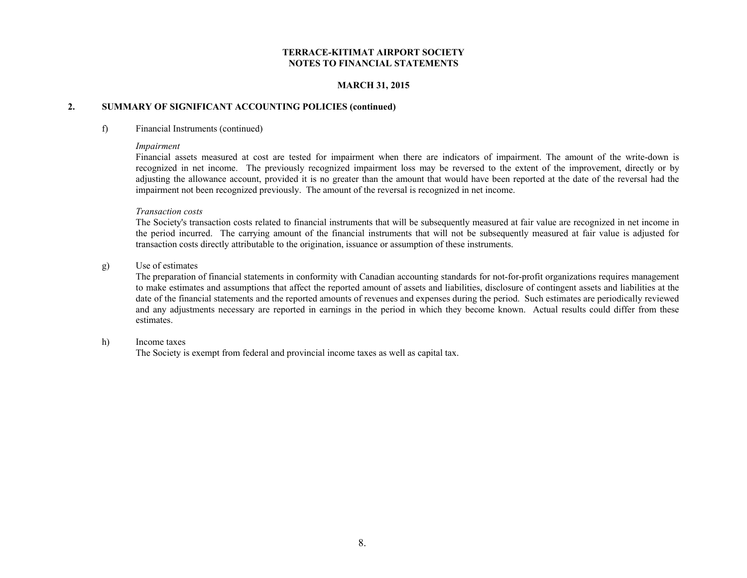**TERRACE-KITIMAT AIRPORT SOCIETY**
**NOTES TO FINANCIAL STATEMENTS**

**MARCH 31, 2015**

## 2. SUMMARY OF SIGNIFICANT ACCOUNTING POLICIES (continued)

f) Financial Instruments (continued)

*Impairment*
Financial assets measured at cost are tested for impairment when there are indicators of impairment. The amount of the write-down is recognized in net income. The previously recognized impairment loss may be reversed to the extent of the improvement, directly or by adjusting the allowance account, provided it is no greater than the amount that would have been reported at the date of the reversal had the impairment not been recognized previously. The amount of the reversal is recognized in net income.

*Transaction costs*
The Society's transaction costs related to financial instruments that will be subsequently measured at fair value are recognized in net income in the period incurred. The carrying amount of the financial instruments that will not be subsequently measured at fair value is adjusted for transaction costs directly attributable to the origination, issuance or assumption of these instruments.

g) Use of estimates
The preparation of financial statements in conformity with Canadian accounting standards for not-for-profit organizations requires management to make estimates and assumptions that affect the reported amount of assets and liabilities, disclosure of contingent assets and liabilities at the date of the financial statements and the reported amounts of revenues and expenses during the period. Such estimates are periodically reviewed and any adjustments necessary are reported in earnings in the period in which they become known. Actual results could differ from these estimates.

h) Income taxes
The Society is exempt from federal and provincial income taxes as well as capital tax.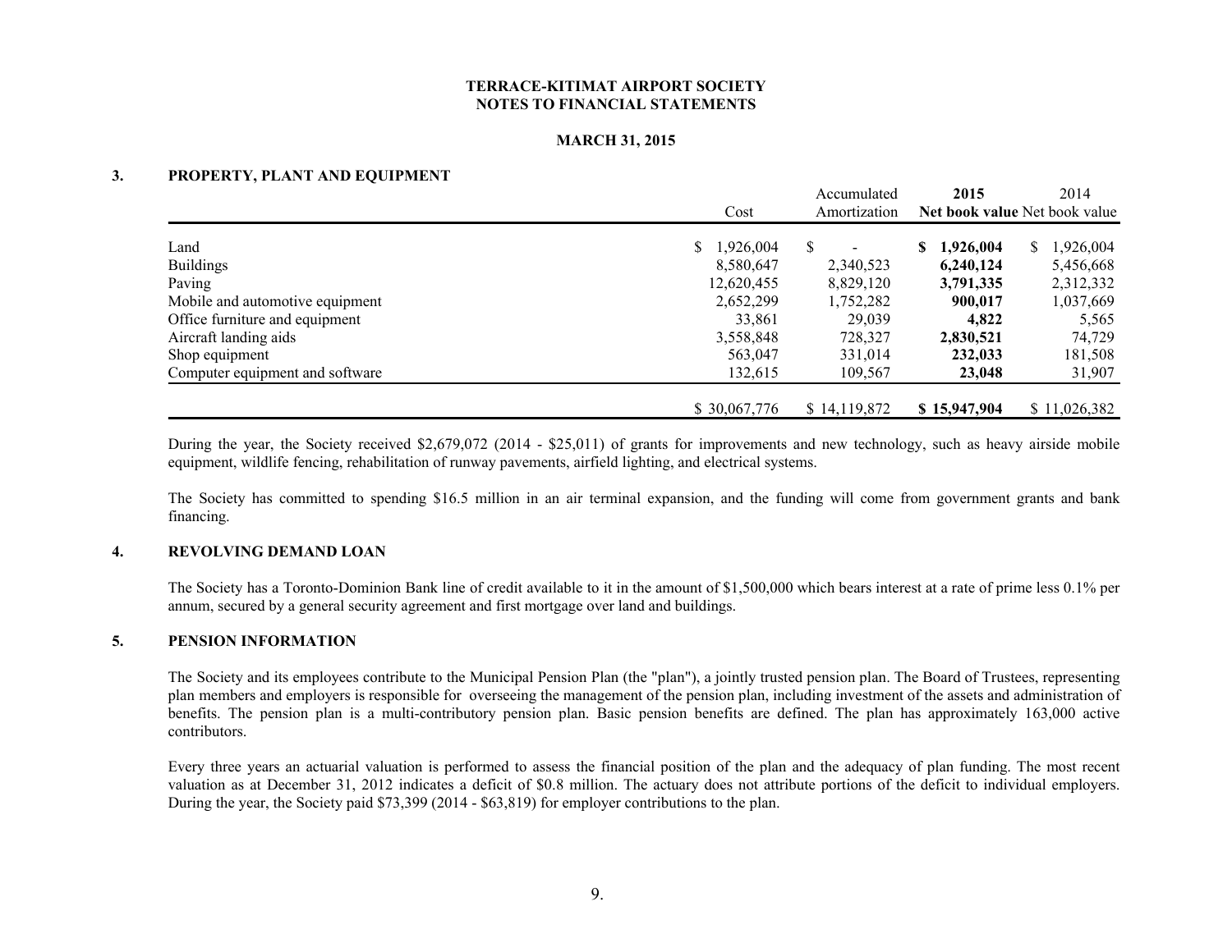**TERRACE-KITIMAT AIRPORT SOCIETY**
**NOTES TO FINANCIAL STATEMENTS**

**MARCH 31, 2015**

## 3. PROPERTY, PLANT AND EQUIPMENT

| | Cost | Accumulated Amortization | **2015 Net book value** | 2014 Net book value |
|---|---|---|---|---|
| Land | $ 1,926,004 | $ - | **$ 1,926,004** | $ 1,926,004 |
| Buildings | 8,580,647 | 2,340,523 | **6,240,124** | 5,456,668 |
| Paving | 12,620,455 | 8,829,120 | **3,791,335** | 2,312,332 |
| Mobile and automotive equipment | 2,652,299 | 1,752,282 | **900,017** | 1,037,669 |
| Office furniture and equipment | 33,861 | 29,039 | **4,822** | 5,565 |
| Aircraft landing aids | 3,558,848 | 728,327 | **2,830,521** | 74,729 |
| Shop equipment | 563,047 | 331,014 | **232,033** | 181,508 |
| Computer equipment and software | 132,615 | 109,567 | **23,048** | 31,907 |
| | $ 30,067,776 | $ 14,119,872 | **$ 15,947,904** | $ 11,026,382 |

During the year, the Society received $2,679,072 (2014 - $25,011) of grants for improvements and new technology, such as heavy airside mobile equipment, wildlife fencing, rehabilitation of runway pavements, airfield lighting, and electrical systems.

The Society has committed to spending $16.5 million in an air terminal expansion, and the funding will come from government grants and bank financing.

## 4. REVOLVING DEMAND LOAN

The Society has a Toronto-Dominion Bank line of credit available to it in the amount of $1,500,000 which bears interest at a rate of prime less 0.1% per annum, secured by a general security agreement and first mortgage over land and buildings.

## 5. PENSION INFORMATION

The Society and its employees contribute to the Municipal Pension Plan (the "plan"), a jointly trusted pension plan. The Board of Trustees, representing plan members and employers is responsible for overseeing the management of the pension plan, including investment of the assets and administration of benefits. The pension plan is a multi-contributory pension plan. Basic pension benefits are defined. The plan has approximately 163,000 active contributors.

Every three years an actuarial valuation is performed to assess the financial position of the plan and the adequacy of plan funding. The most recent valuation as at December 31, 2012 indicates a deficit of $0.8 million. The actuary does not attribute portions of the deficit to individual employers. During the year, the Society paid $73,399 (2014 - $63,819) for employer contributions to the plan.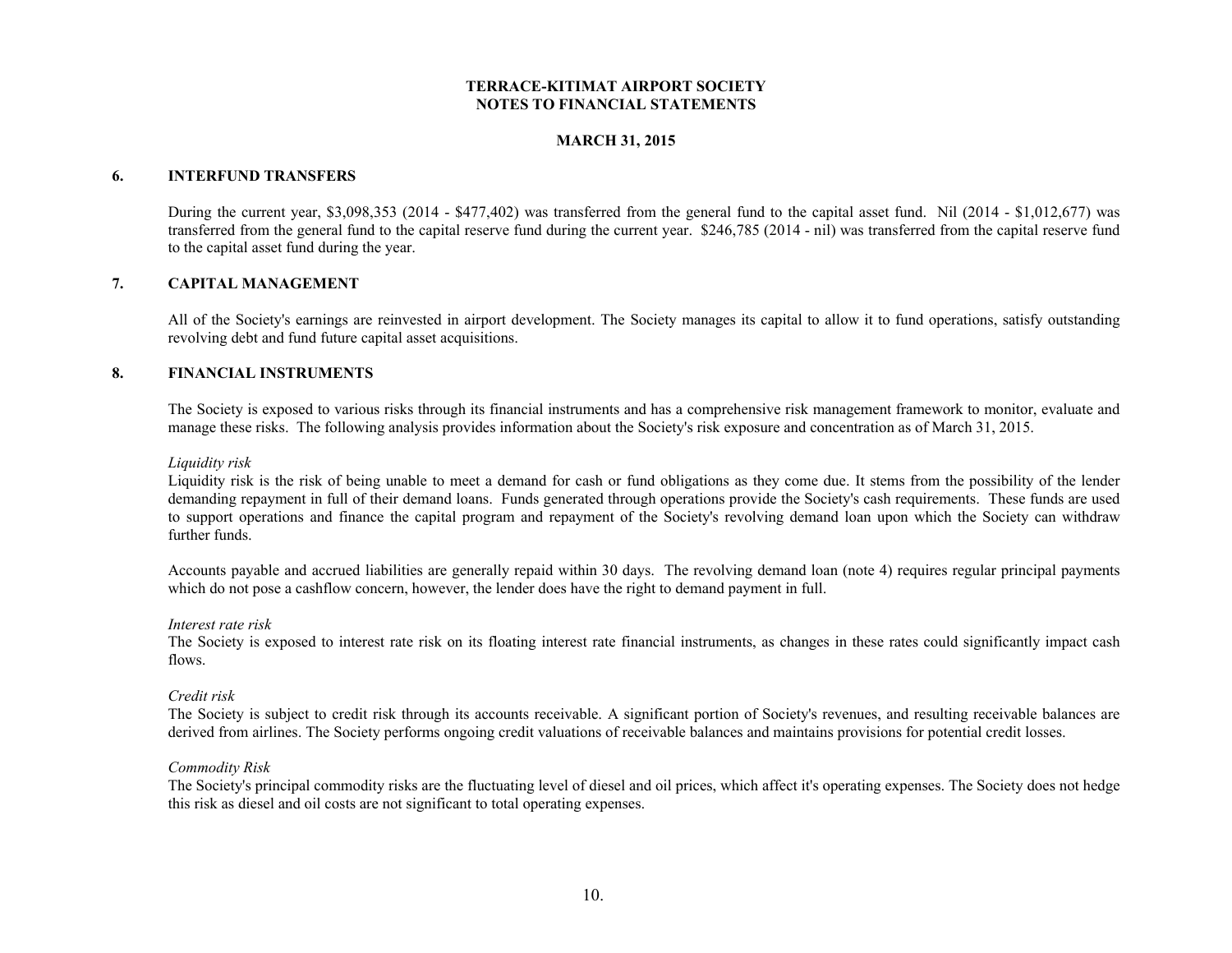# TERRACE-KITIMAT AIRPORT SOCIETY
## NOTES TO FINANCIAL STATEMENTS

**MARCH 31, 2015**

### 6. INTERFUND TRANSFERS

During the current year, $3,098,353 (2014 - $477,402) was transferred from the general fund to the capital asset fund. Nil (2014 - $1,012,677) was transferred from the general fund to the capital reserve fund during the current year. $246,785 (2014 - nil) was transferred from the capital reserve fund to the capital asset fund during the year.

### 7. CAPITAL MANAGEMENT

All of the Society's earnings are reinvested in airport development. The Society manages its capital to allow it to fund operations, satisfy outstanding revolving debt and fund future capital asset acquisitions.

### 8. FINANCIAL INSTRUMENTS

The Society is exposed to various risks through its financial instruments and has a comprehensive risk management framework to monitor, evaluate and manage these risks. The following analysis provides information about the Society's risk exposure and concentration as of March 31, 2015.

*Liquidity risk*
Liquidity risk is the risk of being unable to meet a demand for cash or fund obligations as they come due. It stems from the possibility of the lender demanding repayment in full of their demand loans. Funds generated through operations provide the Society's cash requirements. These funds are used to support operations and finance the capital program and repayment of the Society's revolving demand loan upon which the Society can withdraw further funds.

Accounts payable and accrued liabilities are generally repaid within 30 days. The revolving demand loan (note 4) requires regular principal payments which do not pose a cashflow concern, however, the lender does have the right to demand payment in full.

*Interest rate risk*
The Society is exposed to interest rate risk on its floating interest rate financial instruments, as changes in these rates could significantly impact cash flows.

*Credit risk*
The Society is subject to credit risk through its accounts receivable. A significant portion of Society's revenues, and resulting receivable balances are derived from airlines. The Society performs ongoing credit valuations of receivable balances and maintains provisions for potential credit losses.

*Commodity Risk*
The Society's principal commodity risks are the fluctuating level of diesel and oil prices, which affect it's operating expenses. The Society does not hedge this risk as diesel and oil costs are not significant to total operating expenses.